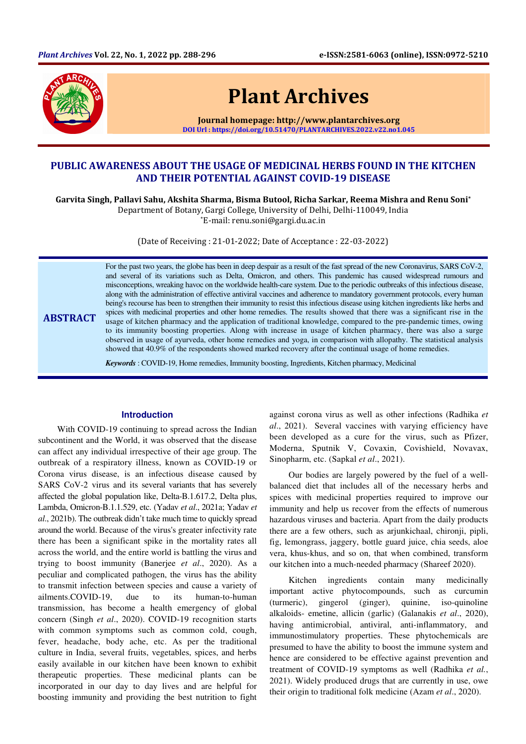# PUBLIC AWARENESS ABOUT THE USAGE OF MEDICINAL HERBS FOUND IN THE KITCHEN AND THEIR POTENTIAL AGAINST COVID-19 DISEASE

**Garvita Singh, Pallavi Sahu, Akshita Sharma, Bisma Butool, Richa Sarkar, Reema Mishra and Renu Soni***

Department of Botany, Gargi College, University of Delhi, Delhi-110049, India

*E-mail: renu.soni@gargi.du.ac.in

(Date of Receiving : 21-01-2022; Date of Acceptance : 22-03-2022)

## ABSTRACT

For the past two years, the globe has been in deep despair as a result of the fast spread of the new Coronavirus, SARS CoV-2, and several of its variations such as Delta, Omicron, and others. This pandemic has caused widespread rumours and misconceptions, wreaking havoc on the worldwide health-care system. Due to the periodic outbreaks of this infectious disease, along with the administration of effective antiviral vaccines and adherence to mandatory government protocols, every human being's recourse has been to strengthen their immunity to resist this infectious disease using kitchen ingredients like herbs and spices with medicinal properties and other home remedies. The results showed that there was a significant rise in the usage of kitchen pharmacy and the application of traditional knowledge, compared to the pre-pandemic times, owing to its immunity boosting properties. Along with increase in usage of kitchen pharmacy, there was also a surge observed in usage of ayurveda, other home remedies and yoga, in comparison with allopathy. The statistical analysis showed that 40.9% of the respondents showed marked recovery after the continual usage of home remedies.

***Keywords*** : COVID-19, Home remedies, Immunity boosting, Ingredients, Kitchen pharmacy, Medicinal

## Introduction

With COVID-19 continuing to spread across the Indian subcontinent and the World, it was observed that the disease can affect any individual irrespective of their age group. The outbreak of a respiratory illness, known as COVID-19 or Corona virus disease, is an infectious disease caused by SARS CoV-2 virus and its several variants that has severely affected the global population like, Delta-B.1.617.2, Delta plus, Lambda, Omicron-B.1.1.529, etc. (Yadav *et al*., 2021a; Yadav *et al*., 2021b). The outbreak didn't take much time to quickly spread around the world. Because of the virus's greater infectivity rate there has been a significant spike in the mortality rates all across the world, and the entire world is battling the virus and trying to boost immunity (Banerjee *et al*., 2020). As a peculiar and complicated pathogen, the virus has the ability to transmit infection between species and cause a variety of ailments.COVID-19, due to its human-to-human transmission, has become a health emergency of global concern (Singh *et al*., 2020). COVID-19 recognition starts with common symptoms such as common cold, cough, fever, headache, body ache, etc. As per the traditional culture in India, several fruits, vegetables, spices, and herbs easily available in our kitchen have been known to exhibit therapeutic properties. These medicinal plants can be incorporated in our day to day lives and are helpful for boosting immunity and providing the best nutrition to fight against corona virus as well as other infections (Radhika *et al*., 2021). Several vaccines with varying efficiency have been developed as a cure for the virus, such as Pfizer, Moderna, Sputnik V, Covaxin, Covishield, Novavax, Sinopharm, etc. (Sapkal *et al*., 2021).

Our bodies are largely powered by the fuel of a well-balanced diet that includes all of the necessary herbs and spices with medicinal properties required to improve our immunity and help us recover from the effects of numerous hazardous viruses and bacteria. Apart from the daily products there are a few others, such as arjunkichaal, chironji, pipli, fig, lemongrass, jaggery, bottle guard juice, chia seeds, aloe vera, khus-khus, and so on, that when combined, transform our kitchen into a much-needed pharmacy (Shareef 2020).

Kitchen ingredients contain many medicinally important active phytocompounds, such as curcumin (turmeric), gingerol (ginger), quinine, iso-quinoline alkaloids- emetine, allicin (garlic) (Galanakis *et al*., 2020), having antimicrobial, antiviral, anti-inflammatory, and immunostimulatory properties. These phytochemicals are presumed to have the ability to boost the immune system and hence are considered to be effective against prevention and treatment of COVID-19 symptoms as well (Radhika *et al.*, 2021). Widely produced drugs that are currently in use, owe their origin to traditional folk medicine (Azam *et al*., 2020).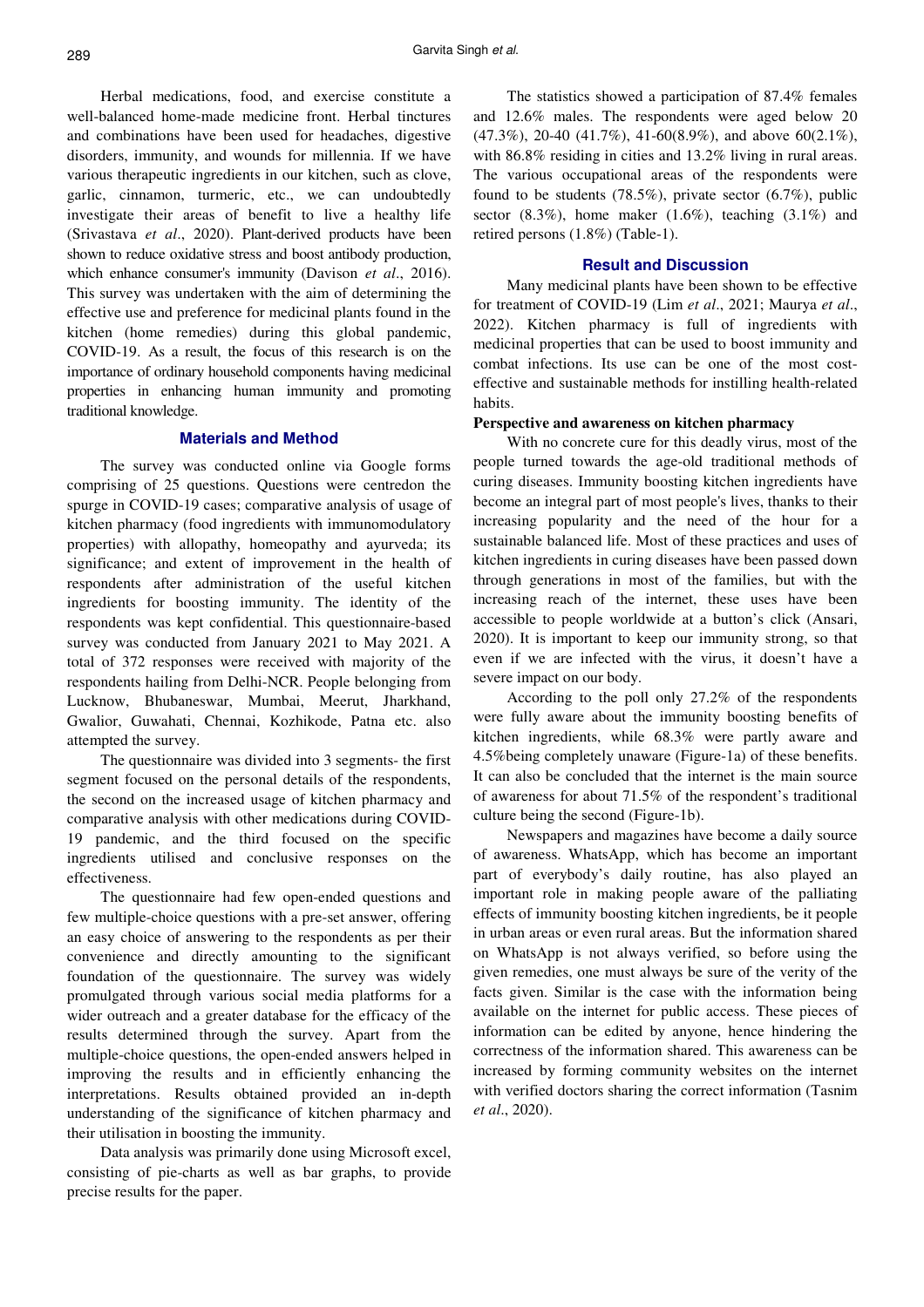Herbal medications, food, and exercise constitute a well-balanced home-made medicine front. Herbal tinctures and combinations have been used for headaches, digestive disorders, immunity, and wounds for millennia. If we have various therapeutic ingredients in our kitchen, such as clove, garlic, cinnamon, turmeric, etc., we can undoubtedly investigate their areas of benefit to live a healthy life (Srivastava *et al*., 2020). Plant-derived products have been shown to reduce oxidative stress and boost antibody production, which enhance consumer's immunity (Davison *et al*., 2016). This survey was undertaken with the aim of determining the effective use and preference for medicinal plants found in the kitchen (home remedies) during this global pandemic, COVID-19. As a result, the focus of this research is on the importance of ordinary household components having medicinal properties in enhancing human immunity and promoting traditional knowledge.

## Materials and Method

The survey was conducted online via Google forms comprising of 25 questions. Questions were centredon the spurge in COVID-19 cases; comparative analysis of usage of kitchen pharmacy (food ingredients with immunomodulatory properties) with allopathy, homeopathy and ayurveda; its significance; and extent of improvement in the health of respondents after administration of the useful kitchen ingredients for boosting immunity. The identity of the respondents was kept confidential. This questionnaire-based survey was conducted from January 2021 to May 2021. A total of 372 responses were received with majority of the respondents hailing from Delhi-NCR. People belonging from Lucknow, Bhubaneswar, Mumbai, Meerut, Jharkhand, Gwalior, Guwahati, Chennai, Kozhikode, Patna etc. also attempted the survey.

The questionnaire was divided into 3 segments- the first segment focused on the personal details of the respondents, the second on the increased usage of kitchen pharmacy and comparative analysis with other medications during COVID-19 pandemic, and the third focused on the specific ingredients utilised and conclusive responses on the effectiveness.

The questionnaire had few open-ended questions and few multiple-choice questions with a pre-set answer, offering an easy choice of answering to the respondents as per their convenience and directly amounting to the significant foundation of the questionnaire. The survey was widely promulgated through various social media platforms for a wider outreach and a greater database for the efficacy of the results determined through the survey. Apart from the multiple-choice questions, the open-ended answers helped in improving the results and in efficiently enhancing the interpretations. Results obtained provided an in-depth understanding of the significance of kitchen pharmacy and their utilisation in boosting the immunity.

Data analysis was primarily done using Microsoft excel, consisting of pie-charts as well as bar graphs, to provide precise results for the paper.

The statistics showed a participation of 87.4% females and 12.6% males. The respondents were aged below 20 (47.3%), 20-40 (41.7%), 41-60(8.9%), and above 60(2.1%), with 86.8% residing in cities and 13.2% living in rural areas. The various occupational areas of the respondents were found to be students (78.5%), private sector (6.7%), public sector (8.3%), home maker (1.6%), teaching (3.1%) and retired persons (1.8%) (Table-1).

## Result and Discussion

Many medicinal plants have been shown to be effective for treatment of COVID-19 (Lim *et al*., 2021; Maurya *et al*., 2022). Kitchen pharmacy is full of ingredients with medicinal properties that can be used to boost immunity and combat infections. Its use can be one of the most cost-effective and sustainable methods for instilling health-related habits.

### Perspective and awareness on kitchen pharmacy

With no concrete cure for this deadly virus, most of the people turned towards the age-old traditional methods of curing diseases. Immunity boosting kitchen ingredients have become an integral part of most people's lives, thanks to their increasing popularity and the need of the hour for a sustainable balanced life. Most of these practices and uses of kitchen ingredients in curing diseases have been passed down through generations in most of the families, but with the increasing reach of the internet, these uses have been accessible to people worldwide at a button's click (Ansari, 2020). It is important to keep our immunity strong, so that even if we are infected with the virus, it doesn't have a severe impact on our body.

According to the poll only 27.2% of the respondents were fully aware about the immunity boosting benefits of kitchen ingredients, while 68.3% were partly aware and 4.5%being completely unaware (Figure-1a) of these benefits. It can also be concluded that the internet is the main source of awareness for about 71.5% of the respondent's traditional culture being the second (Figure-1b).

Newspapers and magazines have become a daily source of awareness. WhatsApp, which has become an important part of everybody's daily routine, has also played an important role in making people aware of the palliating effects of immunity boosting kitchen ingredients, be it people in urban areas or even rural areas. But the information shared on WhatsApp is not always verified, so before using the given remedies, one must always be sure of the verity of the facts given. Similar is the case with the information being available on the internet for public access. These pieces of information can be edited by anyone, hence hindering the correctness of the information shared. This awareness can be increased by forming community websites on the internet with verified doctors sharing the correct information (Tasnim *et al*., 2020).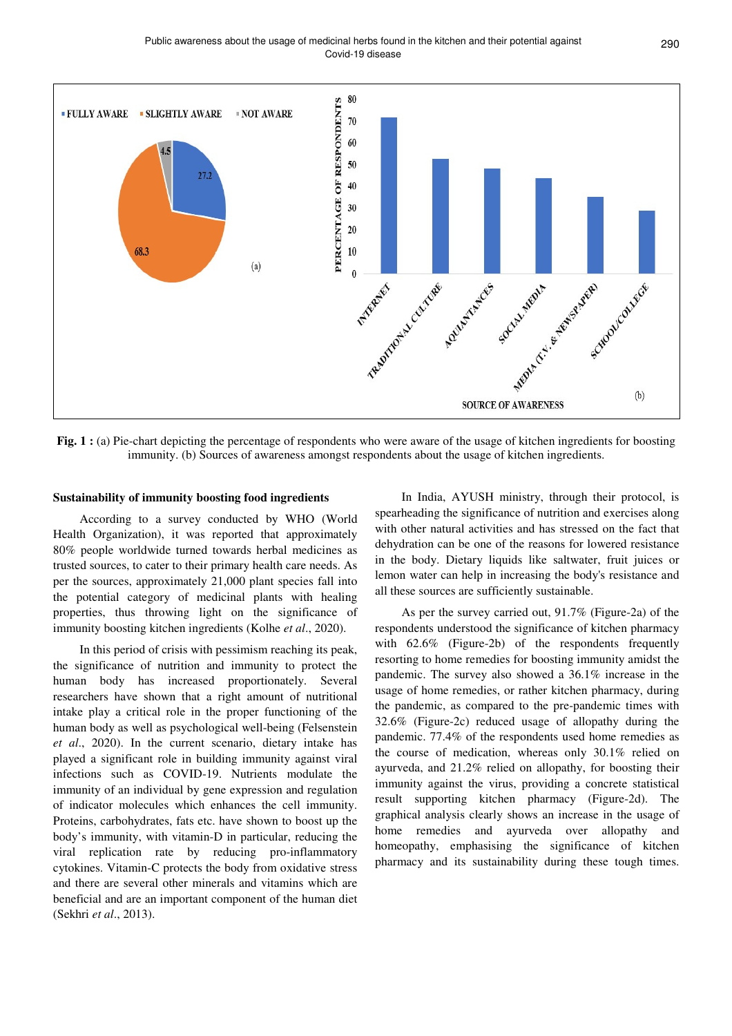**Fig. 1 :** (a) Pie-chart depicting the percentage of respondents who were aware of the usage of kitchen ingredients for boosting immunity. (b) Sources of awareness amongst respondents about the usage of kitchen ingredients.

### Sustainability of immunity boosting food ingredients

According to a survey conducted by WHO (World Health Organization), it was reported that approximately 80% people worldwide turned towards herbal medicines as trusted sources, to cater to their primary health care needs. As per the sources, approximately 21,000 plant species fall into the potential category of medicinal plants with healing properties, thus throwing light on the significance of immunity boosting kitchen ingredients (Kolhe *et al*., 2020).

In this period of crisis with pessimism reaching its peak, the significance of nutrition and immunity to protect the human body has increased proportionately. Several researchers have shown that a right amount of nutritional intake play a critical role in the proper functioning of the human body as well as psychological well-being (Felsenstein *et al*., 2020). In the current scenario, dietary intake has played a significant role in building immunity against viral infections such as COVID-19. Nutrients modulate the immunity of an individual by gene expression and regulation of indicator molecules which enhances the cell immunity. Proteins, carbohydrates, fats etc. have shown to boost up the body's immunity, with vitamin-D in particular, reducing the viral replication rate by reducing pro-inflammatory cytokines. Vitamin-C protects the body from oxidative stress and there are several other minerals and vitamins which are beneficial and are an important component of the human diet (Sekhri *et al*., 2013).

In India, AYUSH ministry, through their protocol, is spearheading the significance of nutrition and exercises along with other natural activities and has stressed on the fact that dehydration can be one of the reasons for lowered resistance in the body. Dietary liquids like saltwater, fruit juices or lemon water can help in increasing the body's resistance and all these sources are sufficiently sustainable.

As per the survey carried out, 91.7% (Figure-2a) of the respondents understood the significance of kitchen pharmacy with 62.6% (Figure-2b) of the respondents frequently resorting to home remedies for boosting immunity amidst the pandemic. The survey also showed a 36.1% increase in the usage of home remedies, or rather kitchen pharmacy, during the pandemic, as compared to the pre-pandemic times with 32.6% (Figure-2c) reduced usage of allopathy during the pandemic. 77.4% of the respondents used home remedies as the course of medication, whereas only 30.1% relied on ayurveda, and 21.2% relied on allopathy, for boosting their immunity against the virus, providing a concrete statistical result supporting kitchen pharmacy (Figure-2d). The graphical analysis clearly shows an increase in the usage of home remedies and ayurveda over allopathy and homeopathy, emphasising the significance of kitchen pharmacy and its sustainability during these tough times.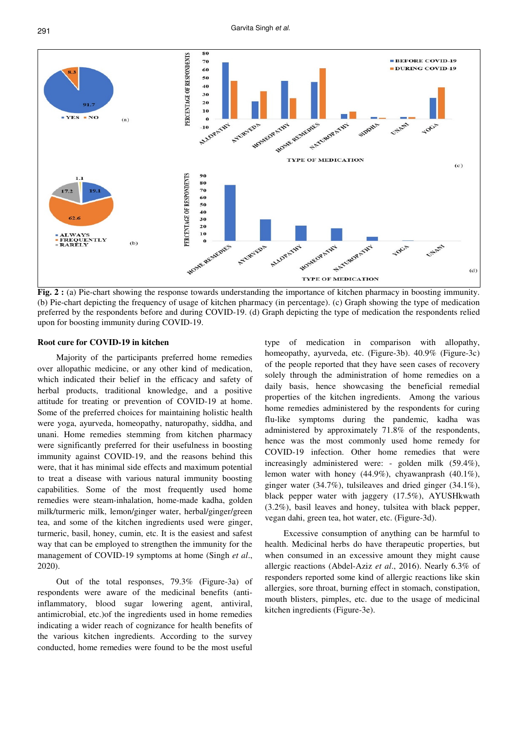**Fig. 2 :** (a) Pie-chart showing the response towards understanding the importance of kitchen pharmacy in boosting immunity. (b) Pie-chart depicting the frequency of usage of kitchen pharmacy (in percentage). (c) Graph showing the type of medication preferred by the respondents before and during COVID-19. (d) Graph depicting the type of medication the respondents relied upon for boosting immunity during COVID-19.

### Root cure for COVID-19 in kitchen

Majority of the participants preferred home remedies over allopathic medicine, or any other kind of medication, which indicated their belief in the efficacy and safety of herbal products, traditional knowledge, and a positive attitude for treating or prevention of COVID-19 at home. Some of the preferred choices for maintaining holistic health were yoga, ayurveda, homeopathy, naturopathy, siddha, and unani. Home remedies stemming from kitchen pharmacy were significantly preferred for their usefulness in boosting immunity against COVID-19, and the reasons behind this were, that it has minimal side effects and maximum potential to treat a disease with various natural immunity boosting capabilities. Some of the most frequently used home remedies were steam-inhalation, home-made kadha, golden milk/turmeric milk, lemon/ginger water, herbal/ginger/green tea, and some of the kitchen ingredients used were ginger, turmeric, basil, honey, cumin, etc. It is the easiest and safest way that can be employed to strengthen the immunity for the management of COVID-19 symptoms at home (Singh *et al.*, 2020).

Out of the total responses, 79.3% (Figure-3a) of respondents were aware of the medicinal benefits (anti-inflammatory, blood sugar lowering agent, antiviral, antimicrobial, etc.)of the ingredients used in home remedies indicating a wider reach of cognizance for health benefits of the various kitchen ingredients. According to the survey conducted, home remedies were found to be the most useful type of medication in comparison with allopathy, homeopathy, ayurveda, etc. (Figure-3b). 40.9% (Figure-3c) of the people reported that they have seen cases of recovery solely through the administration of home remedies on a daily basis, hence showcasing the beneficial remedial properties of the kitchen ingredients. Among the various home remedies administered by the respondents for curing flu-like symptoms during the pandemic, kadha was administered by approximately 71.8% of the respondents, hence was the most commonly used home remedy for COVID-19 infection. Other home remedies that were increasingly administered were: - golden milk (59.4%), lemon water with honey (44.9%), chyawanprash (40.1%), ginger water (34.7%), tulsileaves and dried ginger (34.1%), black pepper water with jaggery (17.5%), AYUSHkwath (3.2%), basil leaves and honey, tulsitea with black pepper, vegan dahi, green tea, hot water, etc. (Figure-3d).

Excessive consumption of anything can be harmful to health. Medicinal herbs do have therapeutic properties, but when consumed in an excessive amount they might cause allergic reactions (Abdel-Aziz *et al.*, 2016). Nearly 6.3% of responders reported some kind of allergic reactions like skin allergies, sore throat, burning effect in stomach, constipation, mouth blisters, pimples, etc. due to the usage of medicinal kitchen ingredients (Figure-3e).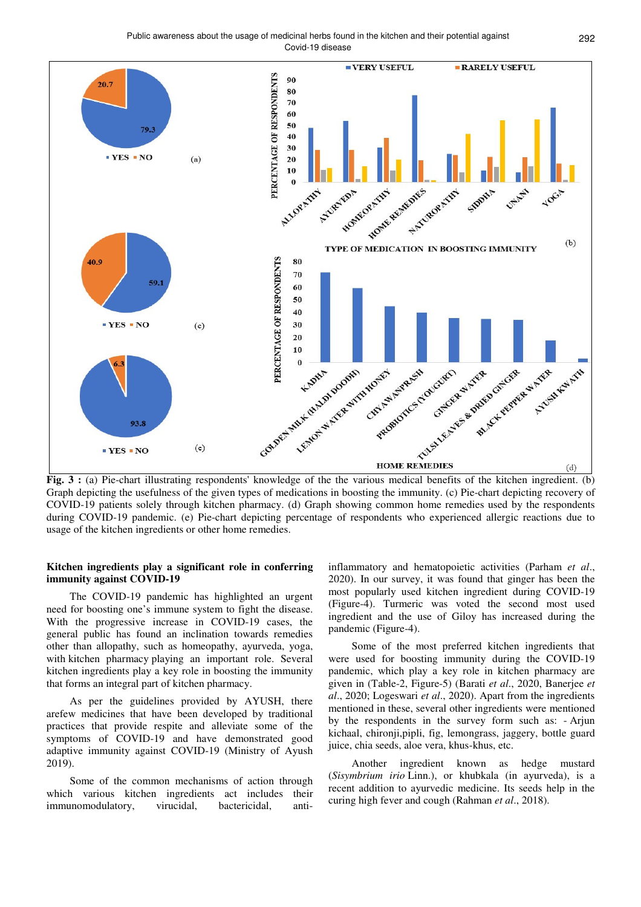**Fig. 3 :** (a) Pie-chart illustrating respondents' knowledge of the the various medical benefits of the kitchen ingredient. (b) Graph depicting the usefulness of the given types of medications in boosting the immunity. (c) Pie-chart depicting recovery of COVID-19 patients solely through kitchen pharmacy. (d) Graph showing common home remedies used by the respondents during COVID-19 pandemic. (e) Pie-chart depicting percentage of respondents who experienced allergic reactions due to usage of the kitchen ingredients or other home remedies.

**Kitchen ingredients play a significant role in conferring immunity against COVID-19**

The COVID-19 pandemic has highlighted an urgent need for boosting one's immune system to fight the disease. With the progressive increase in COVID-19 cases, the general public has found an inclination towards remedies other than allopathy, such as homeopathy, ayurveda, yoga, with kitchen pharmacy playing an important role. Several kitchen ingredients play a key role in boosting the immunity that forms an integral part of kitchen pharmacy.

As per the guidelines provided by AYUSH, there arefew medicines that have been developed by traditional practices that provide respite and alleviate some of the symptoms of COVID-19 and have demonstrated good adaptive immunity against COVID-19 (Ministry of Ayush 2019).

Some of the common mechanisms of action through which various kitchen ingredients act includes their immunomodulatory, virucidal, bactericidal, anti-inflammatory and hematopoietic activities (Parham *et al*., 2020). In our survey, it was found that ginger has been the most popularly used kitchen ingredient during COVID-19 (Figure-4). Turmeric was voted the second most used ingredient and the use of Giloy has increased during the pandemic (Figure-4).

Some of the most preferred kitchen ingredients that were used for boosting immunity during the COVID-19 pandemic, which play a key role in kitchen pharmacy are given in (Table-2, Figure-5) (Barati *et al*., 2020, Banerjee *et al*., 2020; Logeswari *et al*., 2020). Apart from the ingredients mentioned in these, several other ingredients were mentioned by the respondents in the survey form such as: - Arjun kichaal, chironji,pipli, fig, lemongrass, jaggery, bottle guard juice, chia seeds, aloe vera, khus-khus, etc.

Another ingredient known as hedge mustard (*Sisymbrium irio* Linn.), or khubkala (in ayurveda), is a recent addition to ayurvedic medicine. Its seeds help in the curing high fever and cough (Rahman *et al*., 2018).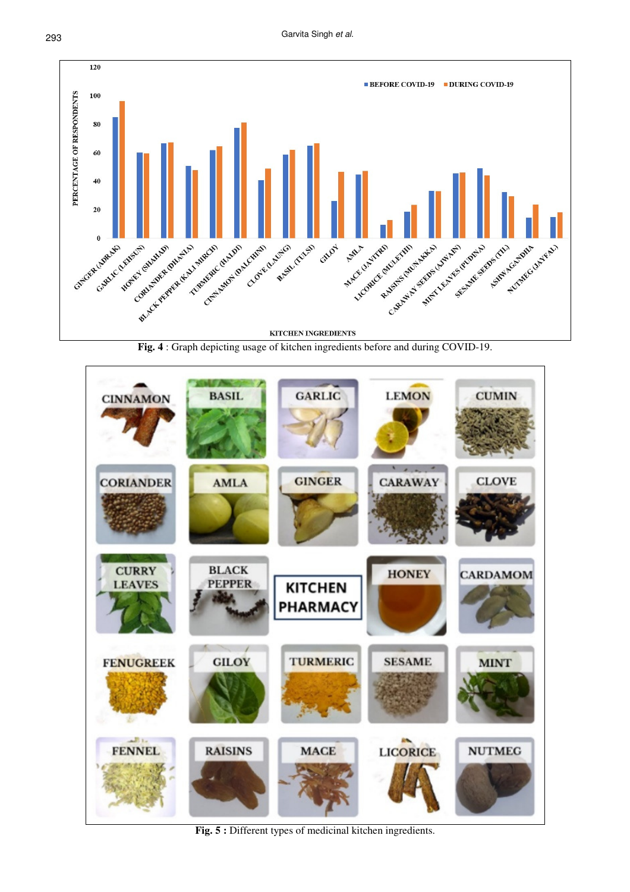Fig. 4 : Graph depicting usage of kitchen ingredients before and during COVID-19.

Fig. 5 : Different types of medicinal kitchen ingredients.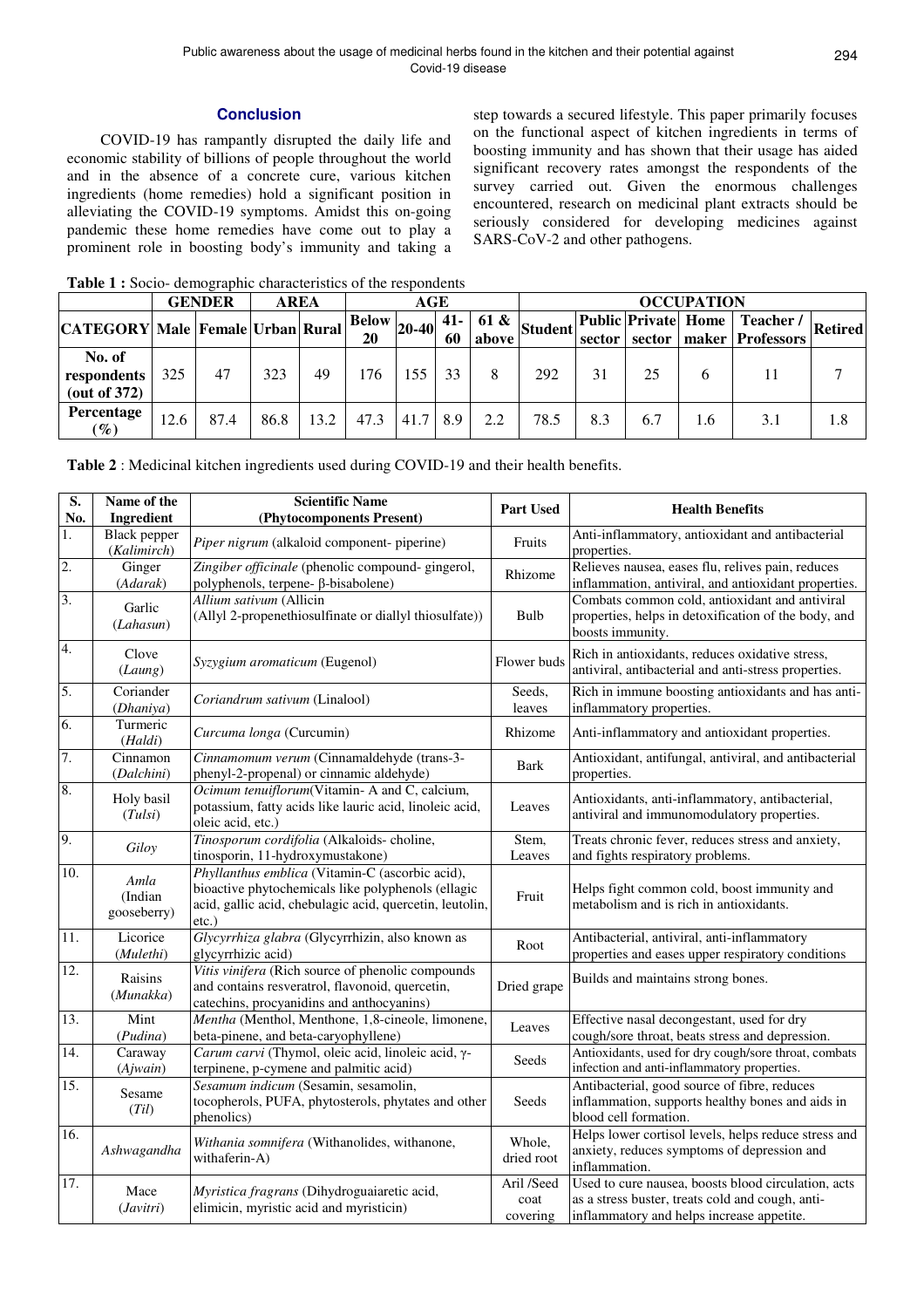## Conclusion

COVID-19 has rampantly disrupted the daily life and economic stability of billions of people throughout the world and in the absence of a concrete cure, various kitchen ingredients (home remedies) hold a significant position in alleviating the COVID-19 symptoms. Amidst this on-going pandemic these home remedies have come out to play a prominent role in boosting body's immunity and taking a step towards a secured lifestyle. This paper primarily focuses on the functional aspect of kitchen ingredients in terms of boosting immunity and has shown that their usage has aided significant recovery rates amongst the respondents of the survey carried out. Given the enormous challenges encountered, research on medicinal plant extracts should be seriously considered for developing medicines against SARS-CoV-2 and other pathogens.

**Table 1 :** Socio- demographic characteristics of the respondents

| | GENDER | | AREA | | AGE | | | | OCCUPATION | | | | | |
|---|---|---|---|---|---|---|---|---|---|---|---|---|---|---|
| **CATEGORY** | **Male** | **Female** | **Urban** | **Rural** | **Below 20** | **20-40** | **41-60** | **61 & above** | **Student** | **Public sector** | **Private sector** | **Home maker** | **Teacher / Professors** | **Retired** |
| **No. of respondents (out of 372)** | 325 | 47 | 323 | 49 | 176 | 155 | 33 | 8 | 292 | 31 | 25 | 6 | 11 | 7 |
| **Percentage (%)** | 12.6 | 87.4 | 86.8 | 13.2 | 47.3 | 41.7 | 8.9 | 2.2 | 78.5 | 8.3 | 6.7 | 1.6 | 3.1 | 1.8 |

**Table 2** : Medicinal kitchen ingredients used during COVID-19 and their health benefits.

| S. No. | Name of the Ingredient | Scientific Name (Phytocomponents Present) | Part Used | Health Benefits |
|---|---|---|---|---|
| 1. | Black pepper (*Kalimirch*) | *Piper nigrum* (alkaloid component- piperine) | Fruits | Anti-inflammatory, antioxidant and antibacterial properties. |
| 2. | Ginger (*Adarak*) | *Zingiber officinale* (phenolic compound- gingerol, polyphenols, terpene- β-bisabolene) | Rhizome | Relieves nausea, eases flu, relives pain, reduces inflammation, antiviral, and antioxidant properties. |
| 3. | Garlic (*Lahasun*) | *Allium sativum* (Allicin (Allyl 2-propenethiosulfinate or diallyl thiosulfate)) | Bulb | Combats common cold, antioxidant and antiviral properties, helps in detoxification of the body, and boosts immunity. |
| 4. | Clove (*Laung*) | *Syzygium aromaticum* (Eugenol) | Flower buds | Rich in antioxidants, reduces oxidative stress, antiviral, antibacterial and anti-stress properties. |
| 5. | Coriander (*Dhaniya*) | *Coriandrum sativum* (Linalool) | Seeds, leaves | Rich in immune boosting antioxidants and has anti-inflammatory properties. |
| 6. | Turmeric (*Haldi*) | *Curcuma longa* (Curcumin) | Rhizome | Anti-inflammatory and antioxidant properties. |
| 7. | Cinnamon (*Dalchini*) | *Cinnamomum verum* (Cinnamaldehyde (trans-3-phenyl-2-propenal) or cinnamic aldehyde) | Bark | Antioxidant, antifungal, antiviral, and antibacterial properties. |
| 8. | Holy basil (*Tulsi*) | *Ocimum tenuiflorum*(Vitamin- A and C, calcium, potassium, fatty acids like lauric acid, linoleic acid, oleic acid, etc.) | Leaves | Antioxidants, anti-inflammatory, antibacterial, antiviral and immunomodulatory properties. |
| 9. | *Giloy* | *Tinosporum cordifolia* (Alkaloids- choline, tinosporin, 11-hydroxymustakone) | Stem, Leaves | Treats chronic fever, reduces stress and anxiety, and fights respiratory problems. |
| 10. | *Amla* (Indian gooseberry) | *Phyllanthus emblica* (Vitamin-C (ascorbic acid), bioactive phytochemicals like polyphenols (ellagic acid, gallic acid, chebulagic acid, quercetin, leutolin, etc.) | Fruit | Helps fight common cold, boost immunity and metabolism and is rich in antioxidants. |
| 11. | Licorice (*Mulethi*) | *Glycyrrhiza glabra* (Glycyrrhizin, also known as glycyrrhizic acid) | Root | Antibacterial, antiviral, anti-inflammatory properties and eases upper respiratory conditions |
| 12. | Raisins (*Munakka*) | *Vitis vinifera* (Rich source of phenolic compounds and contains resveratrol, flavonoid, quercetin, catechins, procyanidins and anthocyanins) | Dried grape | Builds and maintains strong bones. |
| 13. | Mint (*Pudina*) | *Mentha* (Menthol, Menthone, 1,8-cineole, limonene, beta-pinene, and beta-caryophyllene) | Leaves | Effective nasal decongestant, used for dry cough/sore throat, beats stress and depression. |
| 14. | Caraway (*Ajwain*) | *Carum carvi* (Thymol, oleic acid, linoleic acid, γ-terpinene, p-cymene and palmitic acid) | Seeds | Antioxidants, used for dry cough/sore throat, combats infection and anti-inflammatory properties. |
| 15. | Sesame (*Til*) | *Sesamum indicum* (Sesamin, sesamolin, tocopherols, PUFA, phytosterols, phytates and other phenolics) | Seeds | Antibacterial, good source of fibre, reduces inflammation, supports healthy bones and aids in blood cell formation. |
| 16. | *Ashwagandha* | *Withania somnifera* (Withanolides, withanone, withaferin-A) | Whole, dried root | Helps lower cortisol levels, helps reduce stress and anxiety, reduces symptoms of depression and inflammation. |
| 17. | Mace (*Javitri*) | *Myristica fragrans* (Dihydroguaiaretic acid, elimicin, myristic acid and myristicin) | Aril /Seed coat covering | Used to cure nausea, boosts blood circulation, acts as a stress buster, treats cold and cough, anti-inflammatory and helps increase appetite. |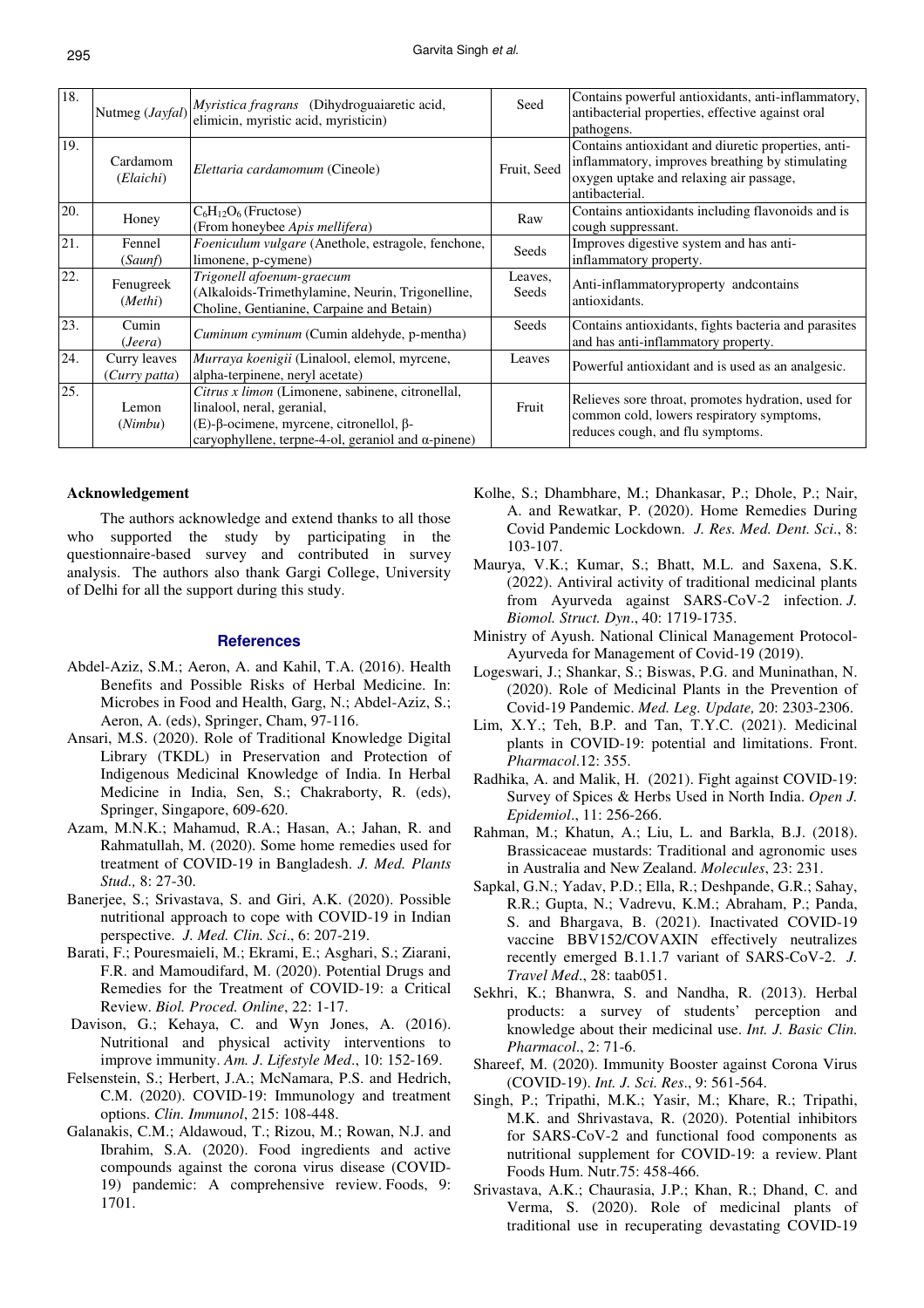| 18. | Nutmeg (*Jayfal*) | *Myristica fragrans* (Dihydroguaiaretic acid, elimicin, myristic acid, myristicin) | Seed | Contains powerful antioxidants, anti-inflammatory, antibacterial properties, effective against oral pathogens. |
|---|---|---|---|---|
| 19. | Cardamom (*Elaichi*) | *Elettaria cardamomum* (Cineole) | Fruit, Seed | Contains antioxidant and diuretic properties, anti-inflammatory, improves breathing by stimulating oxygen uptake and relaxing air passage, antibacterial. |
| 20. | Honey | $C_6H_{12}O_6$ (Fructose) (From honeybee *Apis mellifera*) | Raw | Contains antioxidants including flavonoids and is cough suppressant. |
| 21. | Fennel (*Saunf*) | *Foeniculum vulgare* (Anethole, estragole, fenchone, limonene, p-cymene) | Seeds | Improves digestive system and has anti-inflammatory property. |
| 22. | Fenugreek (*Methi*) | *Trigonell afoenum-graecum* (Alkaloids-Trimethylamine, Neurin, Trigonelline, Choline, Gentianine, Carpaine and Betain) | Leaves, Seeds | Anti-inflammatoryproperty andcontains antioxidants. |
| 23. | Cumin (*Jeera*) | *Cuminum cyminum* (Cumin aldehyde, p-mentha) | Seeds | Contains antioxidants, fights bacteria and parasites and has anti-inflammatory property. |
| 24. | Curry leaves (*Curry patta*) | *Murraya koenigii* (Linalool, elemol, myrcene, alpha-terpinene, neryl acetate) | Leaves | Powerful antioxidant and is used as an analgesic. |
| 25. | Lemon (*Nimbu*) | *Citrus x limon* (Limonene, sabinene, citronellal, linalool, neral, geranial, (E)-β-ocimene, myrcene, citronellol, β-caryophyllene, terpne-4-ol, geraniol and α-pinene) | Fruit | Relieves sore throat, promotes hydration, used for common cold, lowers respiratory symptoms, reduces cough, and flu symptoms. |

## Acknowledgement

The authors acknowledge and extend thanks to all those who supported the study by participating in the questionnaire-based survey and contributed in survey analysis. The authors also thank Gargi College, University of Delhi for all the support during this study.

## References

Abdel-Aziz, S.M.; Aeron, A. and Kahil, T.A. (2016). Health Benefits and Possible Risks of Herbal Medicine. In: Microbes in Food and Health, Garg, N.; Abdel-Aziz, S.; Aeron, A. (eds), Springer, Cham, 97-116.

Ansari, M.S. (2020). Role of Traditional Knowledge Digital Library (TKDL) in Preservation and Protection of Indigenous Medicinal Knowledge of India. In Herbal Medicine in India, Sen, S.; Chakraborty, R. (eds), Springer, Singapore, 609-620.

Azam, M.N.K.; Mahamud, R.A.; Hasan, A.; Jahan, R. and Rahmatullah, M. (2020). Some home remedies used for treatment of COVID-19 in Bangladesh. *J. Med. Plants Stud.,* 8: 27-30.

Banerjee, S.; Srivastava, S. and Giri, A.K. (2020). Possible nutritional approach to cope with COVID-19 in Indian perspective. *J. Med. Clin. Sci*., 6: 207-219.

Barati, F.; Pouresmaieli, M.; Ekrami, E.; Asghari, S.; Ziarani, F.R. and Mamoudifard, M. (2020). Potential Drugs and Remedies for the Treatment of COVID-19: a Critical Review. *Biol. Proced. Online*, 22: 1-17.

Davison, G.; Kehaya, C. and Wyn Jones, A. (2016). Nutritional and physical activity interventions to improve immunity. *Am. J. Lifestyle Med*., 10: 152-169.

Felsenstein, S.; Herbert, J.A.; McNamara, P.S. and Hedrich, C.M. (2020). COVID-19: Immunology and treatment options. *Clin. Immunol*, 215: 108-448.

Galanakis, C.M.; Aldawoud, T.; Rizou, M.; Rowan, N.J. and Ibrahim, S.A. (2020). Food ingredients and active compounds against the corona virus disease (COVID-19) pandemic: A comprehensive review. Foods, 9: 1701.

Kolhe, S.; Dhambhare, M.; Dhankasar, P.; Dhole, P.; Nair, A. and Rewatkar, P. (2020). Home Remedies During Covid Pandemic Lockdown. *J. Res. Med. Dent. Sci*., 8: 103-107.

Maurya, V.K.; Kumar, S.; Bhatt, M.L. and Saxena, S.K. (2022). Antiviral activity of traditional medicinal plants from Ayurveda against SARS-CoV-2 infection. *J. Biomol. Struct. Dyn*., 40: 1719-1735.

Ministry of Ayush. National Clinical Management Protocol-Ayurveda for Management of Covid-19 (2019).

Logeswari, J.; Shankar, S.; Biswas, P.G. and Muninathan, N. (2020). Role of Medicinal Plants in the Prevention of Covid-19 Pandemic. *Med. Leg. Update,* 20: 2303-2306.

Lim, X.Y.; Teh, B.P. and Tan, T.Y.C. (2021). Medicinal plants in COVID-19: potential and limitations. Front. *Pharmacol*.12: 355.

Radhika, A. and Malik, H. (2021). Fight against COVID-19: Survey of Spices & Herbs Used in North India. *Open J. Epidemiol*., 11: 256-266.

Rahman, M.; Khatun, A.; Liu, L. and Barkla, B.J. (2018). Brassicaceae mustards: Traditional and agronomic uses in Australia and New Zealand. *Molecules*, 23: 231.

Sapkal, G.N.; Yadav, P.D.; Ella, R.; Deshpande, G.R.; Sahay, R.R.; Gupta, N.; Vadrevu, K.M.; Abraham, P.; Panda, S. and Bhargava, B. (2021). Inactivated COVID-19 vaccine BBV152/COVAXIN effectively neutralizes recently emerged B.1.1.7 variant of SARS-CoV-2. *J. Travel Med*., 28: taab051.

Sekhri, K.; Bhanwra, S. and Nandha, R. (2013). Herbal products: a survey of students' perception and knowledge about their medicinal use. *Int. J. Basic Clin. Pharmacol*., 2: 71-6.

Shareef, M. (2020). Immunity Booster against Corona Virus (COVID-19). *Int. J. Sci. Res*., 9: 561-564.

Singh, P.; Tripathi, M.K.; Yasir, M.; Khare, R.; Tripathi, M.K. and Shrivastava, R. (2020). Potential inhibitors for SARS-CoV-2 and functional food components as nutritional supplement for COVID-19: a review. Plant Foods Hum. Nutr.75: 458-466.

Srivastava, A.K.; Chaurasia, J.P.; Khan, R.; Dhand, C. and Verma, S. (2020). Role of medicinal plants of traditional use in recuperating devastating COVID-19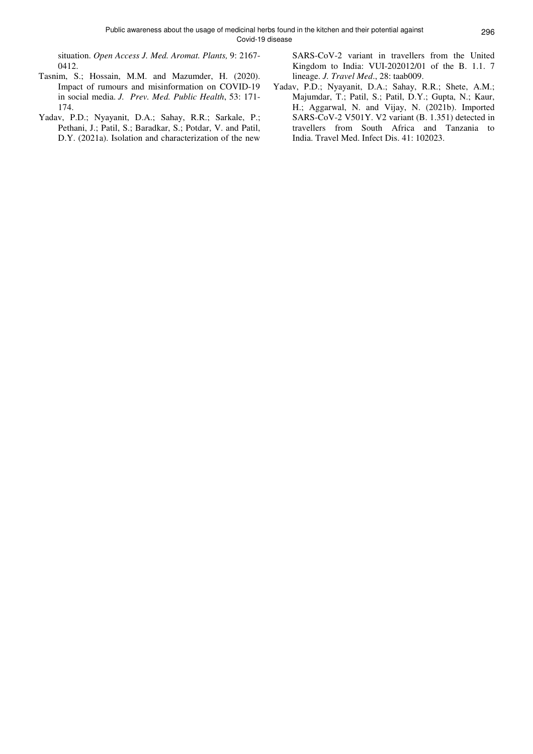situation. *Open Access J. Med. Aromat. Plants,* 9: 2167-0412.

Tasnim, S.; Hossain, M.M. and Mazumder, H. (2020). Impact of rumours and misinformation on COVID-19 in social media. *J. Prev. Med. Public Health*, 53: 171-174.

Yadav, P.D.; Nyayanit, D.A.; Sahay, R.R.; Sarkale, P.; Pethani, J.; Patil, S.; Baradkar, S.; Potdar, V. and Patil, D.Y. (2021a). Isolation and characterization of the new SARS-CoV-2 variant in travellers from the United Kingdom to India: VUI-202012/01 of the B. 1.1. 7 lineage. *J. Travel Med*., 28: taab009.

Yadav, P.D.; Nyayanit, D.A.; Sahay, R.R.; Shete, A.M.; Majumdar, T.; Patil, S.; Patil, D.Y.; Gupta, N.; Kaur, H.; Aggarwal, N. and Vijay, N. (2021b). Imported SARS-CoV-2 V501Y. V2 variant (B. 1.351) detected in travellers from South Africa and Tanzania to India. Travel Med. Infect Dis. 41: 102023.